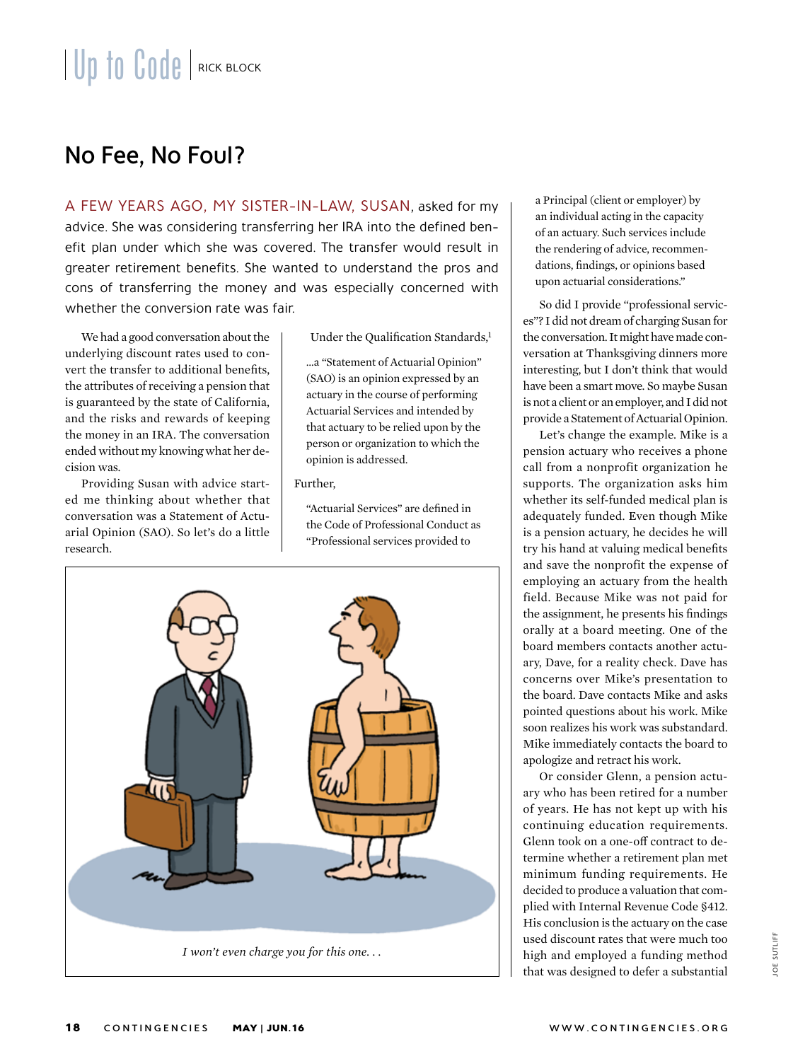# Up to Code | RICK BLOCK

## No Fee, No Foul?

A FEW YEARS AGO, MY SISTER-IN-LAW, SUSAN, asked for my advice. She was considering transferring her IRA into the defined benefit plan under which she was covered. The transfer would result in greater retirement benefits. She wanted to understand the pros and cons of transferring the money and was especially concerned with whether the conversion rate was fair.

We had a good conversation about the underlying discount rates used to convert the transfer to additional benefits, the attributes of receiving a pension that is guaranteed by the state of California, and the risks and rewards of keeping the money in an IRA. The conversation ended without my knowing what her decision was.

Providing Susan with advice started me thinking about whether that conversation was a Statement of Actuarial Opinion (SAO). So let's do a little research.

Under the Qualification Standards,[1]

> …a "Statement of Actuarial Opinion" (SAO) is an opinion expressed by an actuary in the course of performing Actuarial Services and intended by that actuary to be relied upon by the person or organization to which the opinion is addressed.

Further,

> "Actuarial Services" are defined in the Code of Professional Conduct as "Professional services provided to a Principal (client or employer) by an individual acting in the capacity of an actuary. Such services include the rendering of advice, recommendations, findings, or opinions based upon actuarial considerations."

So did I provide "professional services"? I did not dream of charging Susan for the conversation. It might have made conversation at Thanksgiving dinners more interesting, but I don't think that would have been a smart move. So maybe Susan is not a client or an employer, and I did not provide a Statement of Actuarial Opinion.

*I won't even charge you for this one. . .*

Let's change the example. Mike is a pension actuary who receives a phone call from a nonprofit organization he supports. The organization asks him whether its self-funded medical plan is adequately funded. Even though Mike is a pension actuary, he decides he will try his hand at valuing medical benefits and save the nonprofit the expense of employing an actuary from the health field. Because Mike was not paid for the assignment, he presents his findings orally at a board meeting. One of the board members contacts another actuary, Dave, for a reality check. Dave has concerns over Mike's presentation to the board. Dave contacts Mike and asks pointed questions about his work. Mike soon realizes his work was substandard. Mike immediately contacts the board to apologize and retract his work.

Or consider Glenn, a pension actuary who has been retired for a number of years. He has not kept up with his continuing education requirements. Glenn took on a one-off contract to determine whether a retirement plan met minimum funding requirements. He decided to produce a valuation that complied with Internal Revenue Code §412. His conclusion is the actuary on the case used discount rates that were much too high and employed a funding method that was designed to defer a substantial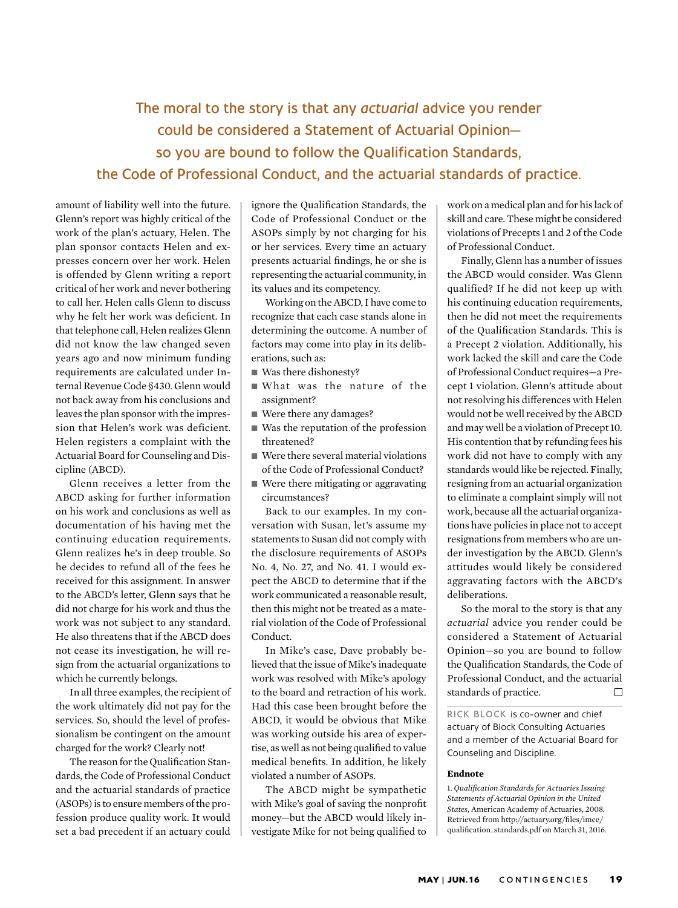> The moral to the story is that any *actuarial* advice you render could be considered a Statement of Actuarial Opinion—so you are bound to follow the Qualification Standards, the Code of Professional Conduct, and the actuarial standards of practice.

amount of liability well into the future. Glenn's report was highly critical of the work of the plan's actuary, Helen. The plan sponsor contacts Helen and expresses concern over her work. Helen is offended by Glenn writing a report critical of her work and never bothering to call her. Helen calls Glenn to discuss why he felt her work was deficient. In that telephone call, Helen realizes Glenn did not know the law changed seven years ago and now minimum funding requirements are calculated under Internal Revenue Code §430. Glenn would not back away from his conclusions and leaves the plan sponsor with the impression that Helen's work was deficient. Helen registers a complaint with the Actuarial Board for Counseling and Discipline (ABCD).

Glenn receives a letter from the ABCD asking for further information on his work and conclusions as well as documentation of his having met the continuing education requirements. Glenn realizes he's in deep trouble. So he decides to refund all of the fees he received for this assignment. In answer to the ABCD's letter, Glenn says that he did not charge for his work and thus the work was not subject to any standard. He also threatens that if the ABCD does not cease its investigation, he will resign from the actuarial organizations to which he currently belongs.

In all three examples, the recipient of the work ultimately did not pay for the services. So, should the level of professionalism be contingent on the amount charged for the work? Clearly not!

The reason for the Qualification Standards, the Code of Professional Conduct and the actuarial standards of practice (ASOPs) is to ensure members of the profession produce quality work. It would set a bad precedent if an actuary could ignore the Qualification Standards, the Code of Professional Conduct or the ASOPs simply by not charging for his or her services. Every time an actuary presents actuarial findings, he or she is representing the actuarial community, in its values and its competency.

Working on the ABCD, I have come to recognize that each case stands alone in determining the outcome. A number of factors may come into play in its deliberations, such as:

- Was there dishonesty?
- What was the nature of the assignment?
- Were there any damages?
- Was the reputation of the profession threatened?
- Were there several material violations of the Code of Professional Conduct?
- Were there mitigating or aggravating circumstances?

Back to our examples. In my conversation with Susan, let's assume my statements to Susan did not comply with the disclosure requirements of ASOPs No. 4, No. 27, and No. 41. I would expect the ABCD to determine that if the work communicated a reasonable result, then this might not be treated as a material violation of the Code of Professional Conduct.

In Mike's case, Dave probably believed that the issue of Mike's inadequate work was resolved with Mike's apology to the board and retraction of his work. Had this case been brought before the ABCD, it would be obvious that Mike was working outside his area of expertise, as well as not being qualified to value medical benefits. In addition, he likely violated a number of ASOPs.

The ABCD might be sympathetic with Mike's goal of saving the nonprofit money—but the ABCD would likely investigate Mike for not being qualified to work on a medical plan and for his lack of skill and care. These might be considered violations of Precepts 1 and 2 of the Code of Professional Conduct.

Finally, Glenn has a number of issues the ABCD would consider. Was Glenn qualified? If he did not keep up with his continuing education requirements, then he did not meet the requirements of the Qualification Standards. This is a Precept 2 violation. Additionally, his work lacked the skill and care the Code of Professional Conduct requires—a Precept 1 violation. Glenn's attitude about not resolving his differences with Helen would not be well received by the ABCD and may well be a violation of Precept 10. His contention that by refunding fees his work did not have to comply with any standards would like be rejected. Finally, resigning from an actuarial organization to eliminate a complaint simply will not work, because all the actuarial organizations have policies in place not to accept resignations from members who are under investigation by the ABCD. Glenn's attitudes would likely be considered aggravating factors with the ABCD's deliberations.

So the moral to the story is that any *actuarial* advice you render could be considered a Statement of Actuarial Opinion—so you are bound to follow the Qualification Standards, the Code of Professional Conduct, and the actuarial standards of practice. □

RICK BLOCK is co-owner and chief actuary of Block Consulting Actuaries and a member of the Actuarial Board for Counseling and Discipline.

**Endnote**

1. *Qualification Standards for Actuaries Issuing Statements of Actuarial Opinion in the United States*, American Academy of Actuaries, 2008. Retrieved from http://actuary.org/files/imce/qualification_standards.pdf on March 31, 2016.